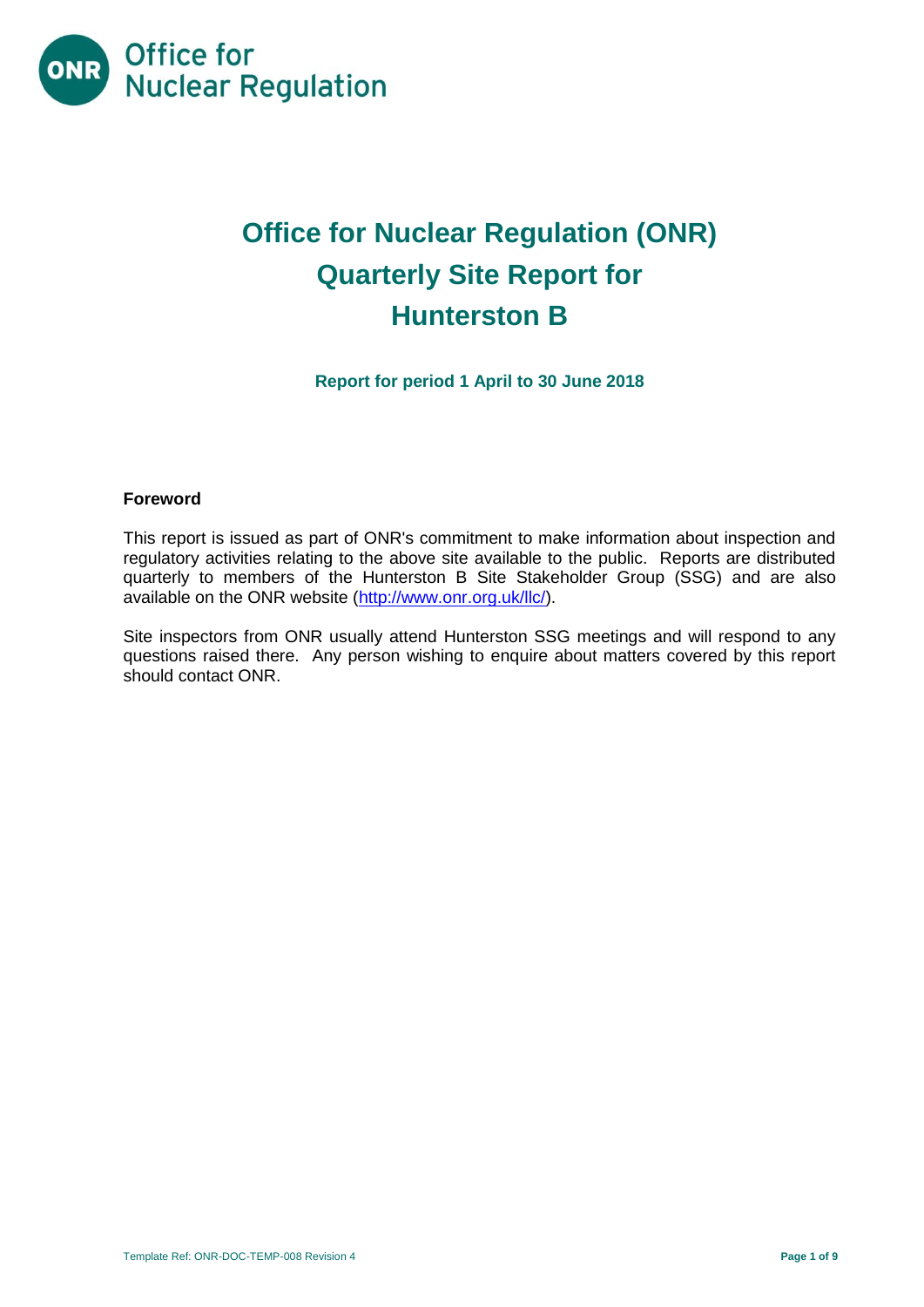# Office for Nuclear Regulation (ONR) Quarterly Site Report for Hunterston B

**Report for period 1 April to 30 June 2018**

## Foreword

This report is issued as part of ONR's commitment to make information about inspection and regulatory activities relating to the above site available to the public. Reports are distributed quarterly to members of the Hunterston B Site Stakeholder Group (SSG) and are also available on the ONR website (http://www.onr.org.uk/llc/).

Site inspectors from ONR usually attend Hunterston SSG meetings and will respond to any questions raised there. Any person wishing to enquire about matters covered by this report should contact ONR.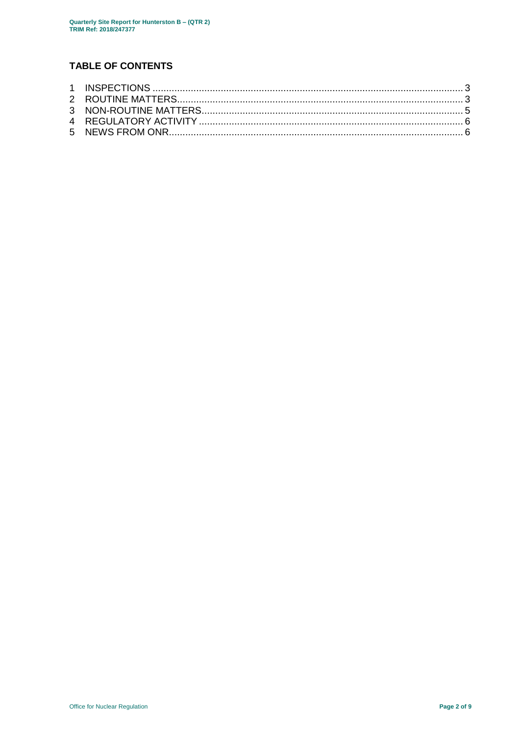## TABLE OF CONTENTS

1 INSPECTIONS ..... 3
2 ROUTINE MATTERS ..... 3
3 NON-ROUTINE MATTERS ..... 5
4 REGULATORY ACTIVITY ..... 6
5 NEWS FROM ONR ..... 6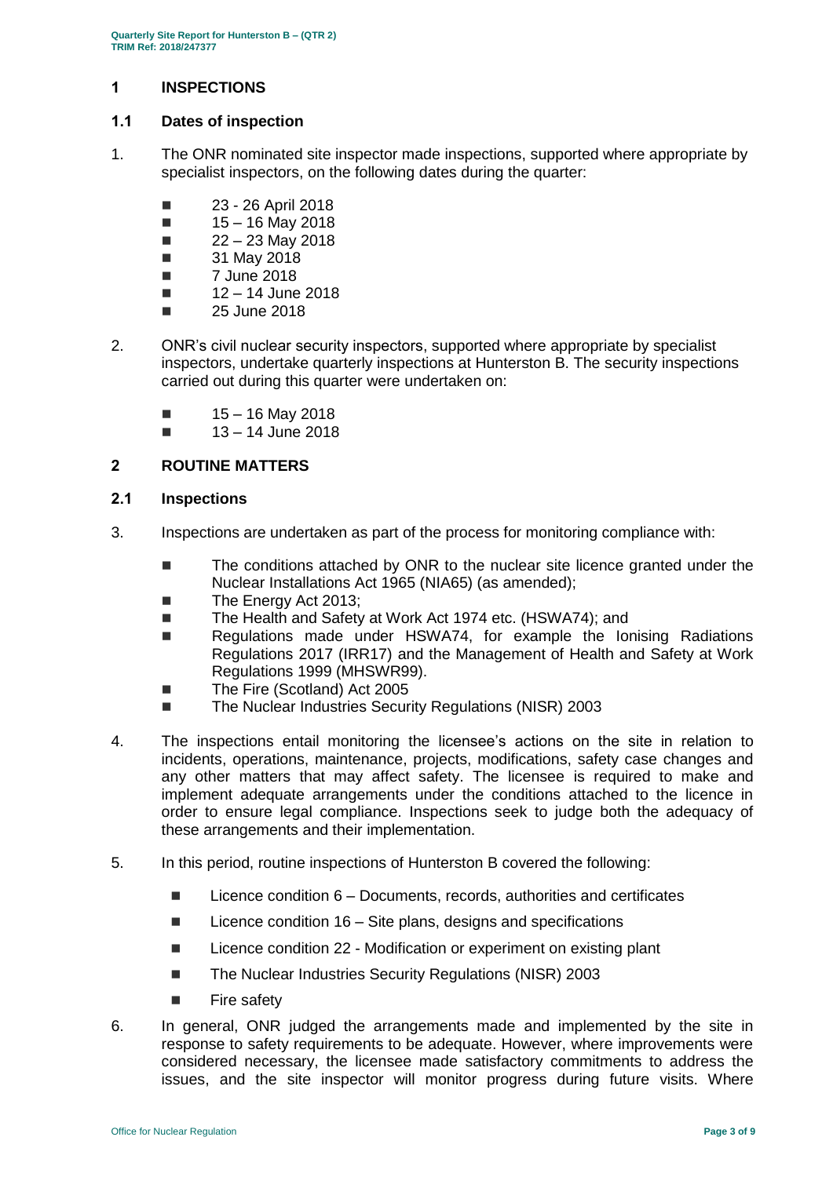## 1 INSPECTIONS

### 1.1 Dates of inspection

1. The ONR nominated site inspector made inspections, supported where appropriate by specialist inspectors, on the following dates during the quarter:

   - 23 - 26 April 2018
   - 15 – 16 May 2018
   - 22 – 23 May 2018
   - 31 May 2018
   - 7 June 2018
   - 12 – 14 June 2018
   - 25 June 2018

2. ONR's civil nuclear security inspectors, supported where appropriate by specialist inspectors, undertake quarterly inspections at Hunterston B. The security inspections carried out during this quarter were undertaken on:

   - 15 – 16 May 2018
   - 13 – 14 June 2018

## 2 ROUTINE MATTERS

### 2.1 Inspections

3. Inspections are undertaken as part of the process for monitoring compliance with:

   - The conditions attached by ONR to the nuclear site licence granted under the Nuclear Installations Act 1965 (NIA65) (as amended);
   - The Energy Act 2013;
   - The Health and Safety at Work Act 1974 etc. (HSWA74); and
   - Regulations made under HSWA74, for example the Ionising Radiations Regulations 2017 (IRR17) and the Management of Health and Safety at Work Regulations 1999 (MHSWR99).
   - The Fire (Scotland) Act 2005
   - The Nuclear Industries Security Regulations (NISR) 2003

4. The inspections entail monitoring the licensee's actions on the site in relation to incidents, operations, maintenance, projects, modifications, safety case changes and any other matters that may affect safety. The licensee is required to make and implement adequate arrangements under the conditions attached to the licence in order to ensure legal compliance. Inspections seek to judge both the adequacy of these arrangements and their implementation.

5. In this period, routine inspections of Hunterston B covered the following:

   - Licence condition 6 – Documents, records, authorities and certificates
   - Licence condition 16 – Site plans, designs and specifications
   - Licence condition 22 - Modification or experiment on existing plant
   - The Nuclear Industries Security Regulations (NISR) 2003
   - Fire safety

6. In general, ONR judged the arrangements made and implemented by the site in response to safety requirements to be adequate. However, where improvements were considered necessary, the licensee made satisfactory commitments to address the issues, and the site inspector will monitor progress during future visits. Where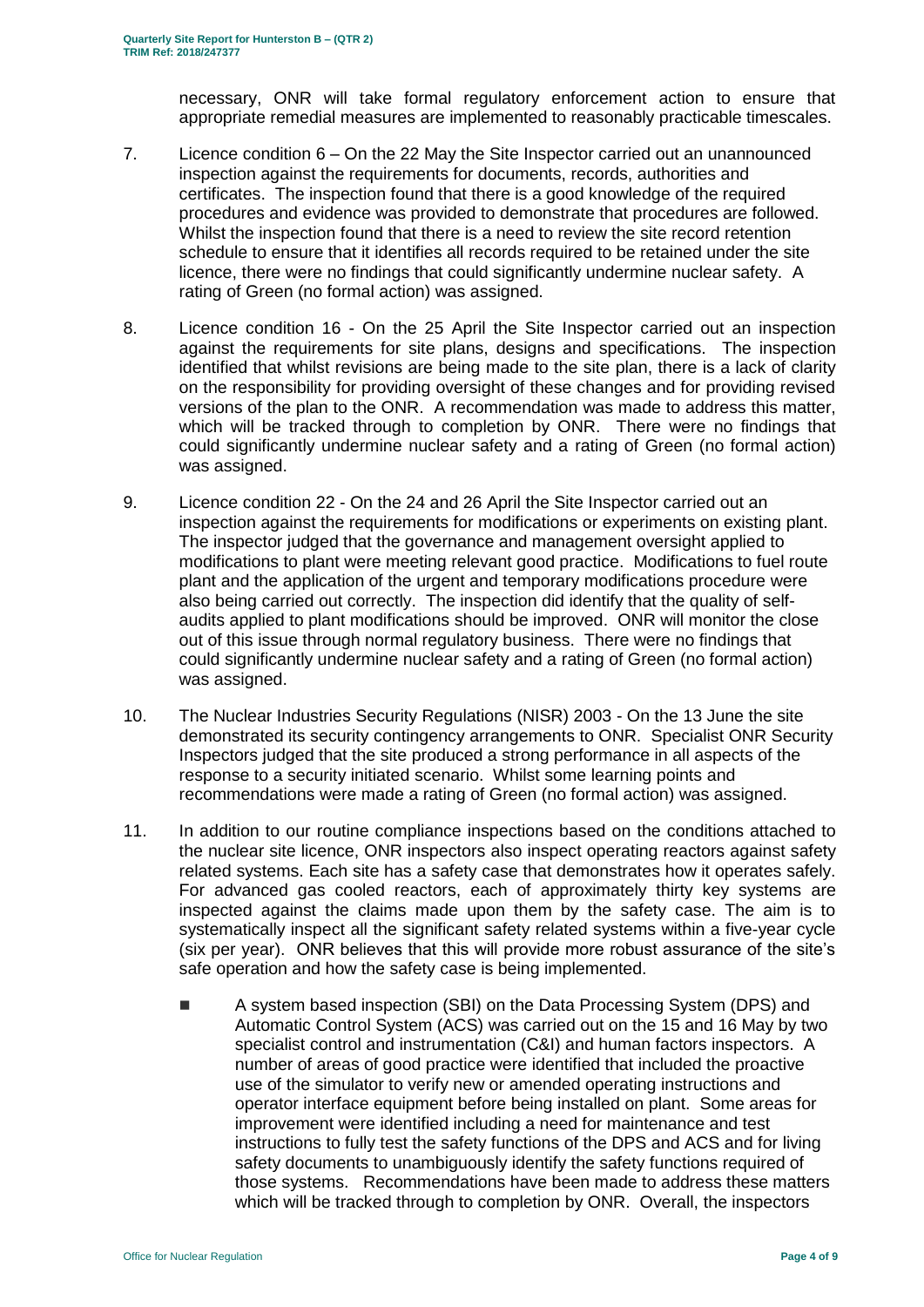necessary, ONR will take formal regulatory enforcement action to ensure that appropriate remedial measures are implemented to reasonably practicable timescales.

7. Licence condition 6 – On the 22 May the Site Inspector carried out an unannounced inspection against the requirements for documents, records, authorities and certificates. The inspection found that there is a good knowledge of the required procedures and evidence was provided to demonstrate that procedures are followed. Whilst the inspection found that there is a need to review the site record retention schedule to ensure that it identifies all records required to be retained under the site licence, there were no findings that could significantly undermine nuclear safety. A rating of Green (no formal action) was assigned.

8. Licence condition 16 - On the 25 April the Site Inspector carried out an inspection against the requirements for site plans, designs and specifications. The inspection identified that whilst revisions are being made to the site plan, there is a lack of clarity on the responsibility for providing oversight of these changes and for providing revised versions of the plan to the ONR. A recommendation was made to address this matter, which will be tracked through to completion by ONR. There were no findings that could significantly undermine nuclear safety and a rating of Green (no formal action) was assigned.

9. Licence condition 22 - On the 24 and 26 April the Site Inspector carried out an inspection against the requirements for modifications or experiments on existing plant. The inspector judged that the governance and management oversight applied to modifications to plant were meeting relevant good practice. Modifications to fuel route plant and the application of the urgent and temporary modifications procedure were also being carried out correctly. The inspection did identify that the quality of self-audits applied to plant modifications should be improved. ONR will monitor the close out of this issue through normal regulatory business. There were no findings that could significantly undermine nuclear safety and a rating of Green (no formal action) was assigned.

10. The Nuclear Industries Security Regulations (NISR) 2003 - On the 13 June the site demonstrated its security contingency arrangements to ONR. Specialist ONR Security Inspectors judged that the site produced a strong performance in all aspects of the response to a security initiated scenario. Whilst some learning points and recommendations were made a rating of Green (no formal action) was assigned.

11. In addition to our routine compliance inspections based on the conditions attached to the nuclear site licence, ONR inspectors also inspect operating reactors against safety related systems. Each site has a safety case that demonstrates how it operates safely. For advanced gas cooled reactors, each of approximately thirty key systems are inspected against the claims made upon them by the safety case. The aim is to systematically inspect all the significant safety related systems within a five-year cycle (six per year). ONR believes that this will provide more robust assurance of the site's safe operation and how the safety case is being implemented.

   - A system based inspection (SBI) on the Data Processing System (DPS) and Automatic Control System (ACS) was carried out on the 15 and 16 May by two specialist control and instrumentation (C&I) and human factors inspectors. A number of areas of good practice were identified that included the proactive use of the simulator to verify new or amended operating instructions and operator interface equipment before being installed on plant. Some areas for improvement were identified including a need for maintenance and test instructions to fully test the safety functions of the DPS and ACS and for living safety documents to unambiguously identify the safety functions required of those systems. Recommendations have been made to address these matters which will be tracked through to completion by ONR. Overall, the inspectors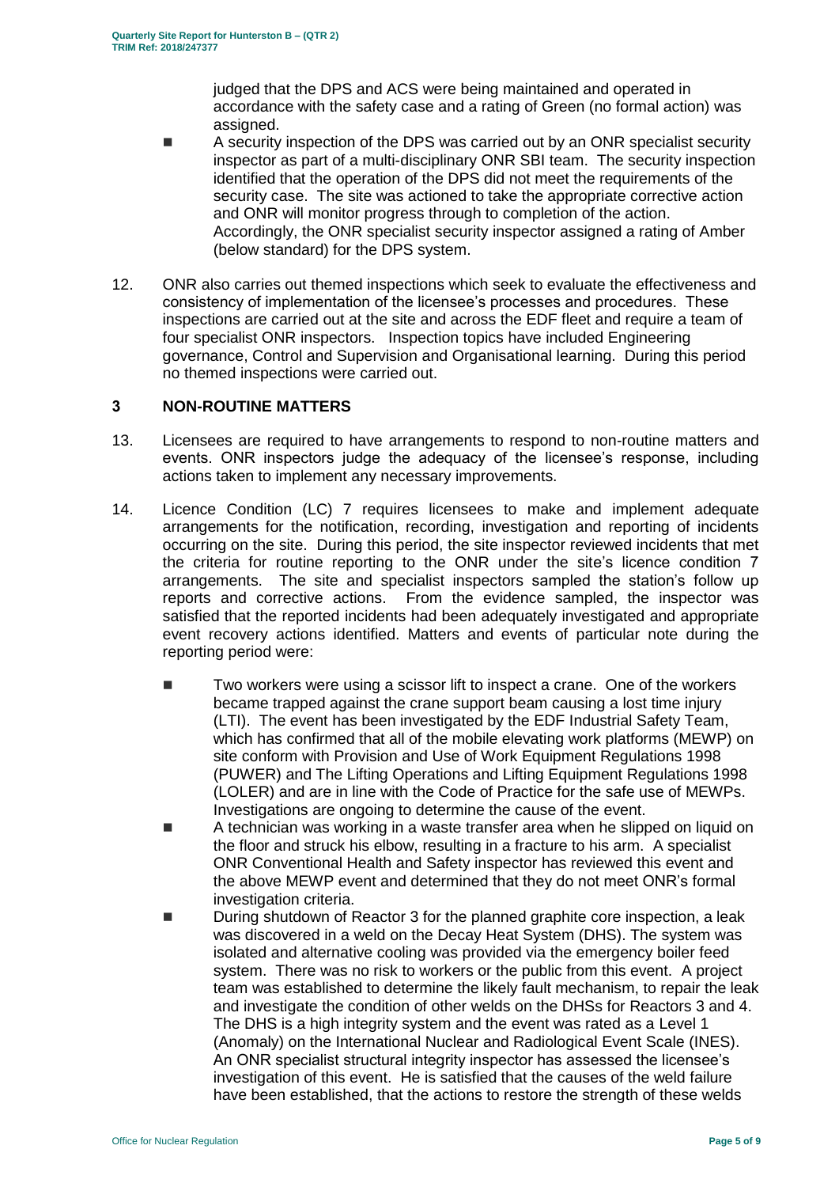judged that the DPS and ACS were being maintained and operated in accordance with the safety case and a rating of Green (no formal action) was assigned.

- A security inspection of the DPS was carried out by an ONR specialist security inspector as part of a multi-disciplinary ONR SBI team. The security inspection identified that the operation of the DPS did not meet the requirements of the security case. The site was actioned to take the appropriate corrective action and ONR will monitor progress through to completion of the action. Accordingly, the ONR specialist security inspector assigned a rating of Amber (below standard) for the DPS system.

12. ONR also carries out themed inspections which seek to evaluate the effectiveness and consistency of implementation of the licensee's processes and procedures. These inspections are carried out at the site and across the EDF fleet and require a team of four specialist ONR inspectors. Inspection topics have included Engineering governance, Control and Supervision and Organisational learning. During this period no themed inspections were carried out.

## 3 NON-ROUTINE MATTERS

13. Licensees are required to have arrangements to respond to non-routine matters and events. ONR inspectors judge the adequacy of the licensee's response, including actions taken to implement any necessary improvements.

14. Licence Condition (LC) 7 requires licensees to make and implement adequate arrangements for the notification, recording, investigation and reporting of incidents occurring on the site. During this period, the site inspector reviewed incidents that met the criteria for routine reporting to the ONR under the site's licence condition 7 arrangements. The site and specialist inspectors sampled the station's follow up reports and corrective actions. From the evidence sampled, the inspector was satisfied that the reported incidents had been adequately investigated and appropriate event recovery actions identified. Matters and events of particular note during the reporting period were:

    - Two workers were using a scissor lift to inspect a crane. One of the workers became trapped against the crane support beam causing a lost time injury (LTI). The event has been investigated by the EDF Industrial Safety Team, which has confirmed that all of the mobile elevating work platforms (MEWP) on site conform with Provision and Use of Work Equipment Regulations 1998 (PUWER) and The Lifting Operations and Lifting Equipment Regulations 1998 (LOLER) and are in line with the Code of Practice for the safe use of MEWPs. Investigations are ongoing to determine the cause of the event.
    - A technician was working in a waste transfer area when he slipped on liquid on the floor and struck his elbow, resulting in a fracture to his arm. A specialist ONR Conventional Health and Safety inspector has reviewed this event and the above MEWP event and determined that they do not meet ONR's formal investigation criteria.
    - During shutdown of Reactor 3 for the planned graphite core inspection, a leak was discovered in a weld on the Decay Heat System (DHS). The system was isolated and alternative cooling was provided via the emergency boiler feed system. There was no risk to workers or the public from this event. A project team was established to determine the likely fault mechanism, to repair the leak and investigate the condition of other welds on the DHSs for Reactors 3 and 4. The DHS is a high integrity system and the event was rated as a Level 1 (Anomaly) on the International Nuclear and Radiological Event Scale (INES). An ONR specialist structural integrity inspector has assessed the licensee's investigation of this event. He is satisfied that the causes of the weld failure have been established, that the actions to restore the strength of these welds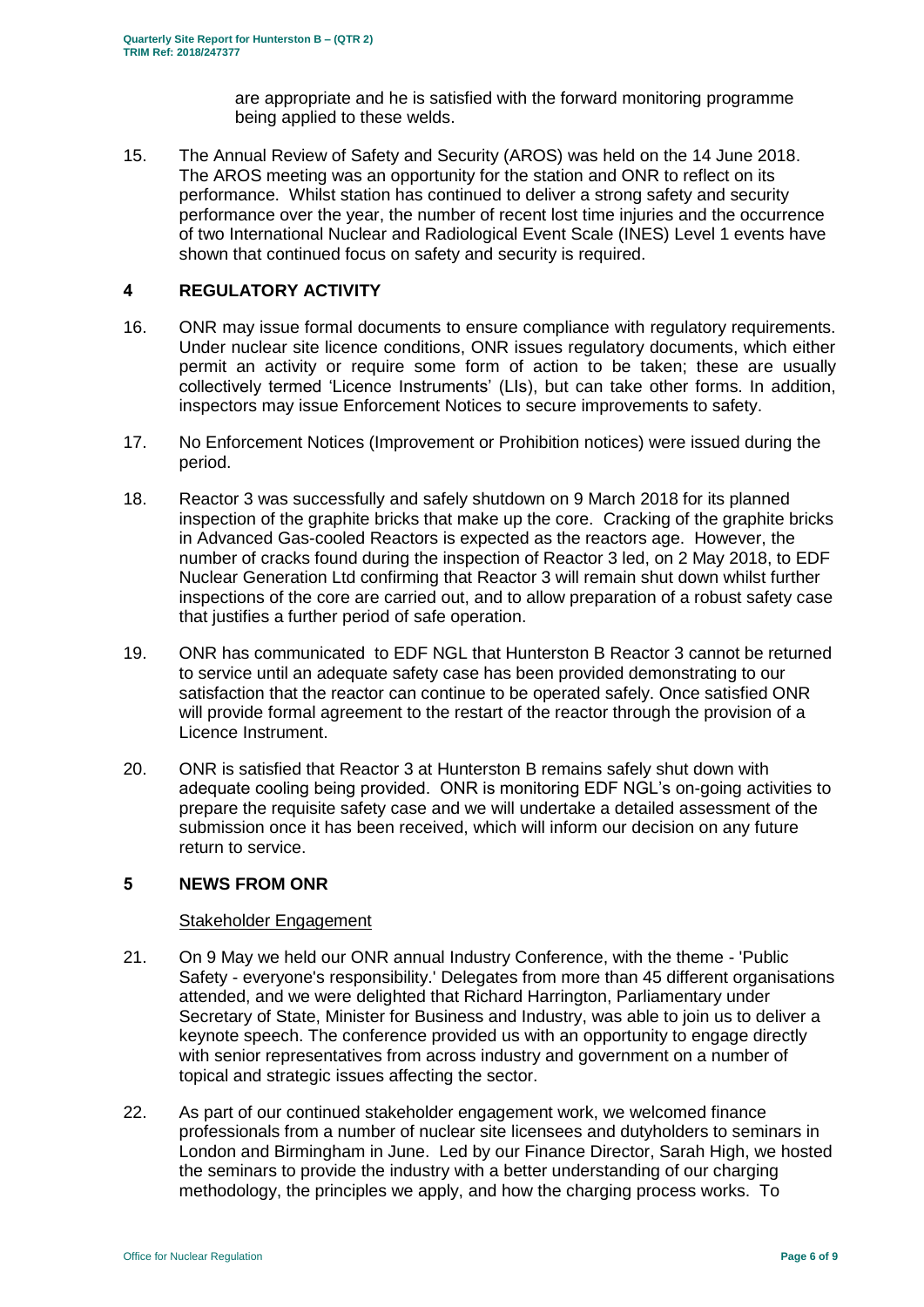are appropriate and he is satisfied with the forward monitoring programme being applied to these welds.

15. The Annual Review of Safety and Security (AROS) was held on the 14 June 2018. The AROS meeting was an opportunity for the station and ONR to reflect on its performance. Whilst station has continued to deliver a strong safety and security performance over the year, the number of recent lost time injuries and the occurrence of two International Nuclear and Radiological Event Scale (INES) Level 1 events have shown that continued focus on safety and security is required.

## 4 REGULATORY ACTIVITY

16. ONR may issue formal documents to ensure compliance with regulatory requirements. Under nuclear site licence conditions, ONR issues regulatory documents, which either permit an activity or require some form of action to be taken; these are usually collectively termed 'Licence Instruments' (LIs), but can take other forms. In addition, inspectors may issue Enforcement Notices to secure improvements to safety.

17. No Enforcement Notices (Improvement or Prohibition notices) were issued during the period.

18. Reactor 3 was successfully and safely shutdown on 9 March 2018 for its planned inspection of the graphite bricks that make up the core. Cracking of the graphite bricks in Advanced Gas-cooled Reactors is expected as the reactors age. However, the number of cracks found during the inspection of Reactor 3 led, on 2 May 2018, to EDF Nuclear Generation Ltd confirming that Reactor 3 will remain shut down whilst further inspections of the core are carried out, and to allow preparation of a robust safety case that justifies a further period of safe operation.

19. ONR has communicated to EDF NGL that Hunterston B Reactor 3 cannot be returned to service until an adequate safety case has been provided demonstrating to our satisfaction that the reactor can continue to be operated safely. Once satisfied ONR will provide formal agreement to the restart of the reactor through the provision of a Licence Instrument.

20. ONR is satisfied that Reactor 3 at Hunterston B remains safely shut down with adequate cooling being provided. ONR is monitoring EDF NGL's on-going activities to prepare the requisite safety case and we will undertake a detailed assessment of the submission once it has been received, which will inform our decision on any future return to service.

## 5 NEWS FROM ONR

### Stakeholder Engagement

21. On 9 May we held our ONR annual Industry Conference, with the theme - 'Public Safety - everyone's responsibility.' Delegates from more than 45 different organisations attended, and we were delighted that Richard Harrington, Parliamentary under Secretary of State, Minister for Business and Industry, was able to join us to deliver a keynote speech. The conference provided us with an opportunity to engage directly with senior representatives from across industry and government on a number of topical and strategic issues affecting the sector.

22. As part of our continued stakeholder engagement work, we welcomed finance professionals from a number of nuclear site licensees and dutyholders to seminars in London and Birmingham in June. Led by our Finance Director, Sarah High, we hosted the seminars to provide the industry with a better understanding of our charging methodology, the principles we apply, and how the charging process works. To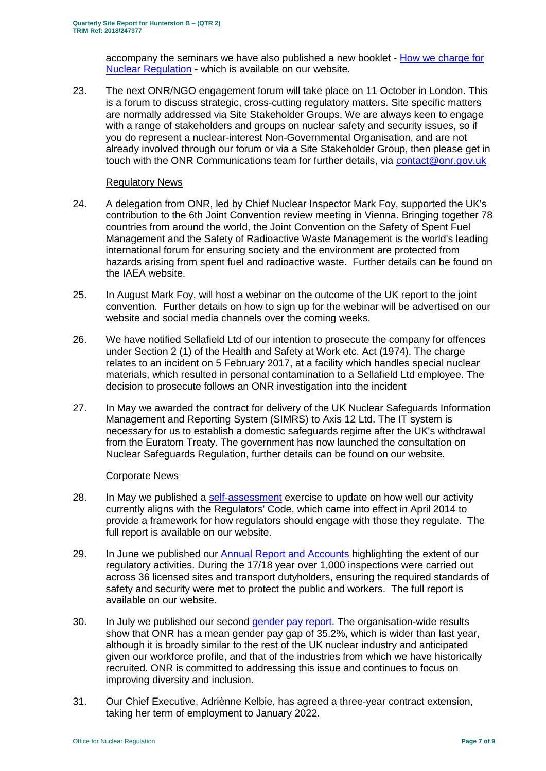accompany the seminars we have also published a new booklet - [How we charge for Nuclear Regulation](#) - which is available on our website.

23. The next ONR/NGO engagement forum will take place on 11 October in London. This is a forum to discuss strategic, cross-cutting regulatory matters. Site specific matters are normally addressed via Site Stakeholder Groups. We are always keen to engage with a range of stakeholders and groups on nuclear safety and security issues, so if you do represent a nuclear-interest Non-Governmental Organisation, and are not already involved through our forum or via a Site Stakeholder Group, then please get in touch with the ONR Communications team for further details, via contact@onr.gov.uk

### Regulatory News

24. A delegation from ONR, led by Chief Nuclear Inspector Mark Foy, supported the UK's contribution to the 6th Joint Convention review meeting in Vienna. Bringing together 78 countries from around the world, the Joint Convention on the Safety of Spent Fuel Management and the Safety of Radioactive Waste Management is the world's leading international forum for ensuring society and the environment are protected from hazards arising from spent fuel and radioactive waste. Further details can be found on the IAEA website.

25. In August Mark Foy, will host a webinar on the outcome of the UK report to the joint convention. Further details on how to sign up for the webinar will be advertised on our website and social media channels over the coming weeks.

26. We have notified Sellafield Ltd of our intention to prosecute the company for offences under Section 2 (1) of the Health and Safety at Work etc. Act (1974). The charge relates to an incident on 5 February 2017, at a facility which handles special nuclear materials, which resulted in personal contamination to a Sellafield Ltd employee. The decision to prosecute follows an ONR investigation into the incident

27. In May we awarded the contract for delivery of the UK Nuclear Safeguards Information Management and Reporting System (SIMRS) to Axis 12 Ltd. The IT system is necessary for us to establish a domestic safeguards regime after the UK's withdrawal from the Euratom Treaty. The government has now launched the consultation on Nuclear Safeguards Regulation, further details can be found on our website.

### Corporate News

28. In May we published a [self-assessment](#) exercise to update on how well our activity currently aligns with the Regulators' Code, which came into effect in April 2014 to provide a framework for how regulators should engage with those they regulate. The full report is available on our website.

29. In June we published our [Annual Report and Accounts](#) highlighting the extent of our regulatory activities. During the 17/18 year over 1,000 inspections were carried out across 36 licensed sites and transport dutyholders, ensuring the required standards of safety and security were met to protect the public and workers. The full report is available on our website.

30. In July we published our second [gender pay report](#). The organisation-wide results show that ONR has a mean gender pay gap of 35.2%, which is wider than last year, although it is broadly similar to the rest of the UK nuclear industry and anticipated given our workforce profile, and that of the industries from which we have historically recruited. ONR is committed to addressing this issue and continues to focus on improving diversity and inclusion.

31. Our Chief Executive, Adriènne Kelbie, has agreed a three-year contract extension, taking her term of employment to January 2022.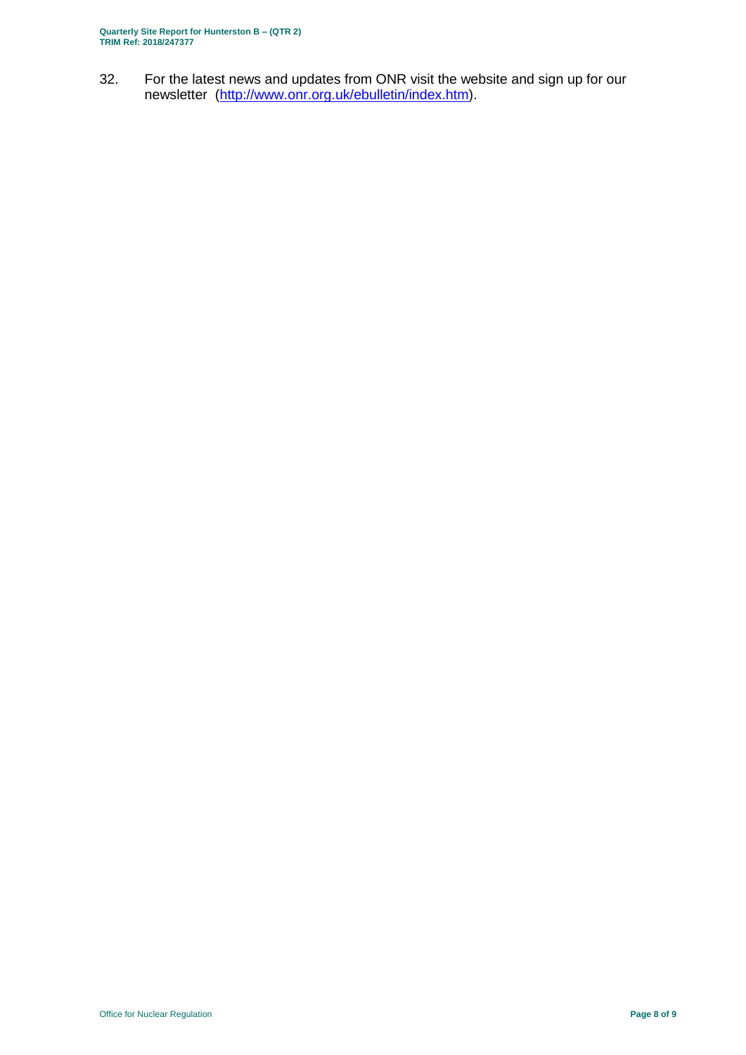32. For the latest news and updates from ONR visit the website and sign up for our newsletter (http://www.onr.org.uk/ebulletin/index.htm).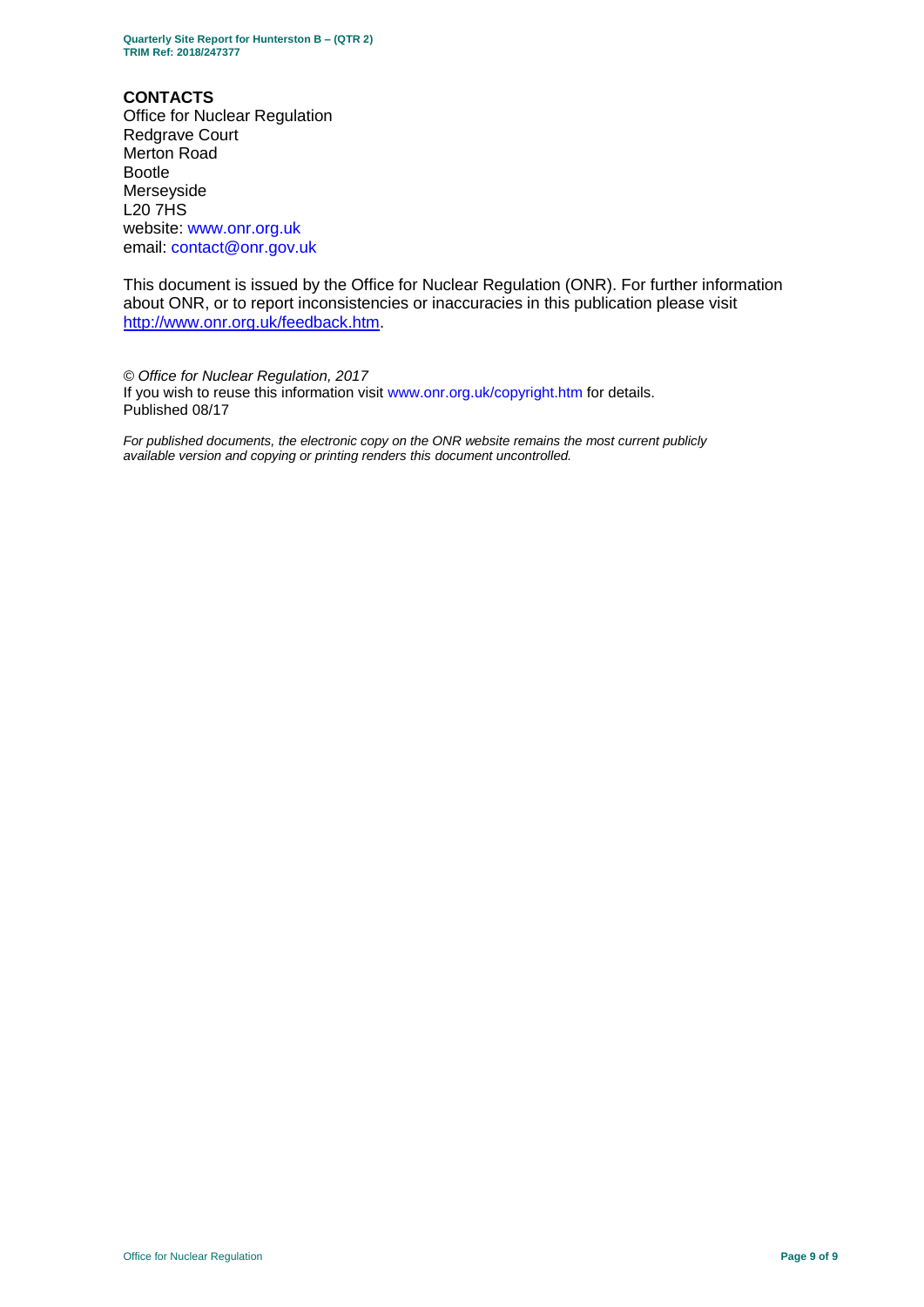## CONTACTS

Office for Nuclear Regulation
Redgrave Court
Merton Road
Bootle
Merseyside
L20 7HS
website: www.onr.org.uk
email: contact@onr.gov.uk

This document is issued by the Office for Nuclear Regulation (ONR). For further information about ONR, or to report inconsistencies or inaccuracies in this publication please visit http://www.onr.org.uk/feedback.htm.

*© Office for Nuclear Regulation, 2017*
If you wish to reuse this information visit www.onr.org.uk/copyright.htm for details.
Published 08/17

*For published documents, the electronic copy on the ONR website remains the most current publicly available version and copying or printing renders this document uncontrolled.*